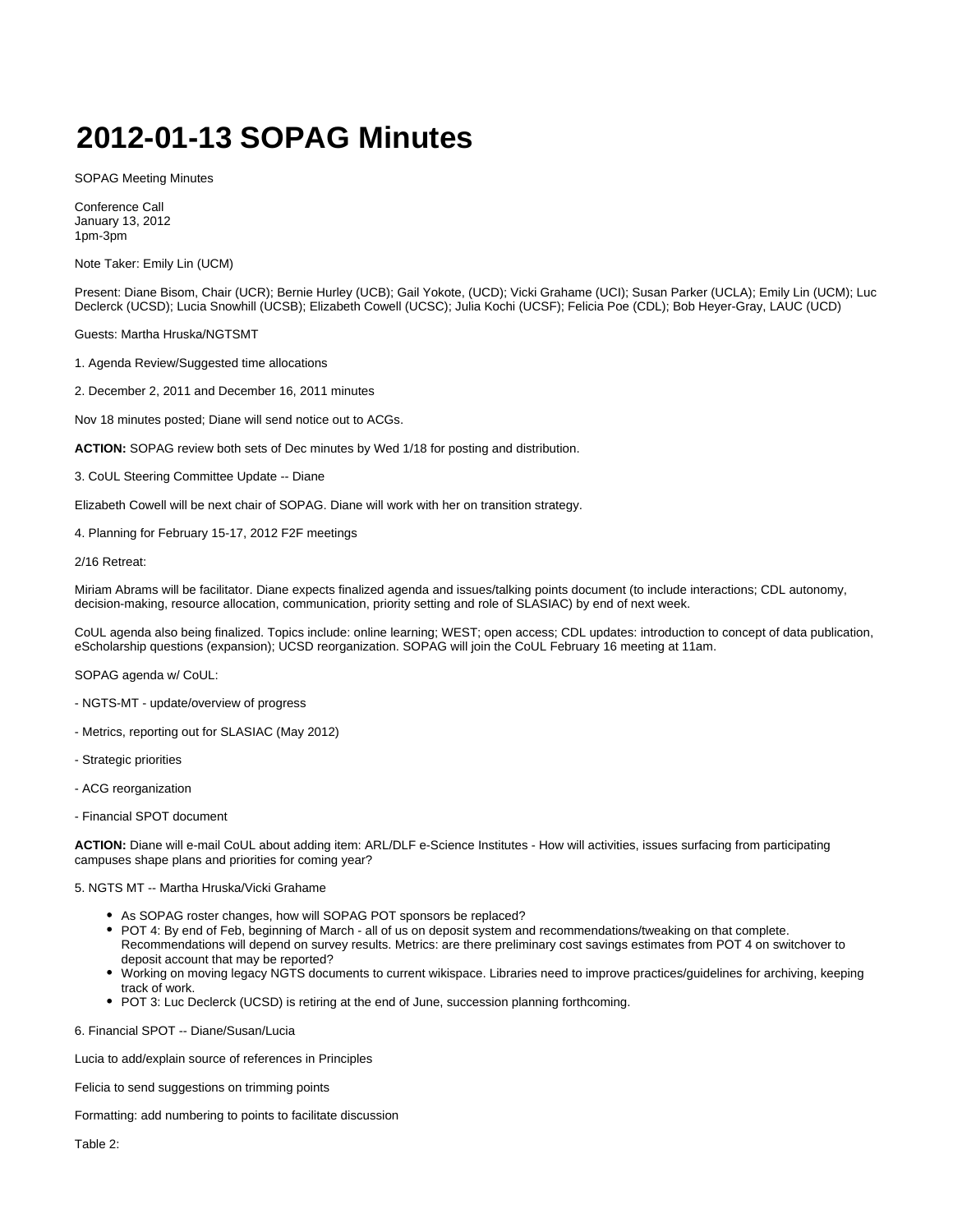# 2012-01-13 SOPAG Minutes

SOPAG Meeting Minutes

Conference Call
January 13, 2012
1pm-3pm

Note Taker: Emily Lin (UCM)

Present: Diane Bisom, Chair (UCR); Bernie Hurley (UCB); Gail Yokote, (UCD); Vicki Grahame (UCI); Susan Parker (UCLA); Emily Lin (UCM); Luc Declerck (UCSD); Lucia Snowhill (UCSB); Elizabeth Cowell (UCSC); Julia Kochi (UCSF); Felicia Poe (CDL); Bob Heyer-Gray, LAUC (UCD)

Guests: Martha Hruska/NGTSMT

1. Agenda Review/Suggested time allocations

2. December 2, 2011 and December 16, 2011 minutes

Nov 18 minutes posted; Diane will send notice out to ACGs.

**ACTION:** SOPAG review both sets of Dec minutes by Wed 1/18 for posting and distribution.

3. CoUL Steering Committee Update -- Diane

Elizabeth Cowell will be next chair of SOPAG. Diane will work with her on transition strategy.

4. Planning for February 15-17, 2012 F2F meetings

2/16 Retreat:

Miriam Abrams will be facilitator. Diane expects finalized agenda and issues/talking points document (to include interactions; CDL autonomy, decision-making, resource allocation, communication, priority setting and role of SLASIAC) by end of next week.

CoUL agenda also being finalized. Topics include: online learning; WEST; open access; CDL updates: introduction to concept of data publication, eScholarship questions (expansion); UCSD reorganization. SOPAG will join the CoUL February 16 meeting at 11am.

SOPAG agenda w/ CoUL:

- NGTS-MT - update/overview of progress

- Metrics, reporting out for SLASIAC (May 2012)

- Strategic priorities

- ACG reorganization

- Financial SPOT document

**ACTION:** Diane will e-mail CoUL about adding item: ARL/DLF e-Science Institutes - How will activities, issues surfacing from participating campuses shape plans and priorities for coming year?

5. NGTS MT -- Martha Hruska/Vicki Grahame

- As SOPAG roster changes, how will SOPAG POT sponsors be replaced?
- POT 4: By end of Feb, beginning of March - all of us on deposit system and recommendations/tweaking on that complete. Recommendations will depend on survey results. Metrics: are there preliminary cost savings estimates from POT 4 on switchover to deposit account that may be reported?
- Working on moving legacy NGTS documents to current wikispace. Libraries need to improve practices/guidelines for archiving, keeping track of work.
- POT 3: Luc Declerck (UCSD) is retiring at the end of June, succession planning forthcoming.

6. Financial SPOT -- Diane/Susan/Lucia

Lucia to add/explain source of references in Principles

Felicia to send suggestions on trimming points

Formatting: add numbering to points to facilitate discussion

Table 2: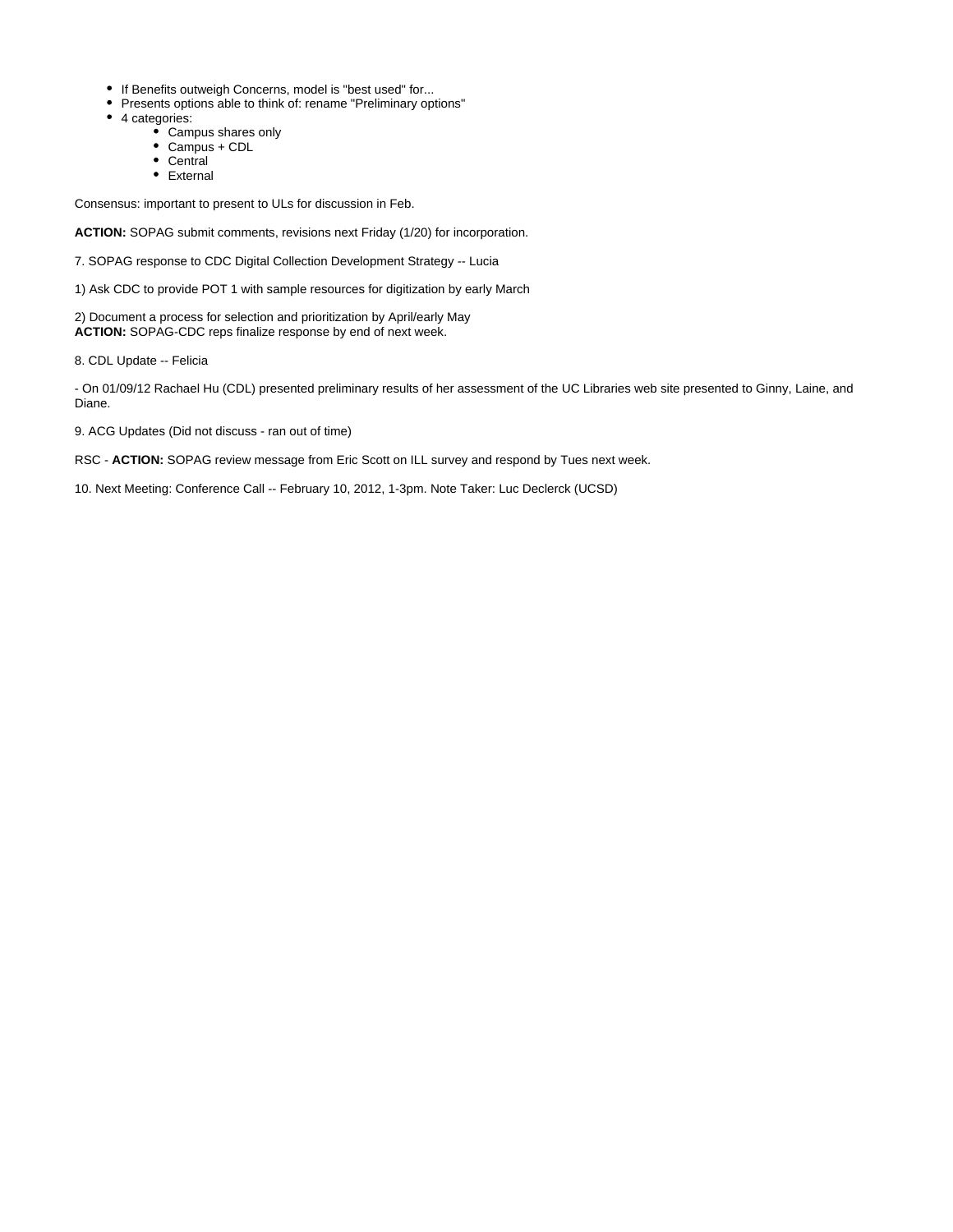- If Benefits outweigh Concerns, model is "best used" for...
- Presents options able to think of: rename "Preliminary options"
- 4 categories:
    - Campus shares only
    - Campus + CDL
    - Central
    - External

Consensus: important to present to ULs for discussion in Feb.

**ACTION:** SOPAG submit comments, revisions next Friday (1/20) for incorporation.

7. SOPAG response to CDC Digital Collection Development Strategy -- Lucia

1) Ask CDC to provide POT 1 with sample resources for digitization by early March

2) Document a process for selection and prioritization by April/early May
**ACTION:** SOPAG-CDC reps finalize response by end of next week.

8. CDL Update -- Felicia

- On 01/09/12 Rachael Hu (CDL) presented preliminary results of her assessment of the UC Libraries web site presented to Ginny, Laine, and Diane.

9. ACG Updates (Did not discuss - ran out of time)

RSC - **ACTION:** SOPAG review message from Eric Scott on ILL survey and respond by Tues next week.

10. Next Meeting: Conference Call -- February 10, 2012, 1-3pm. Note Taker: Luc Declerck (UCSD)